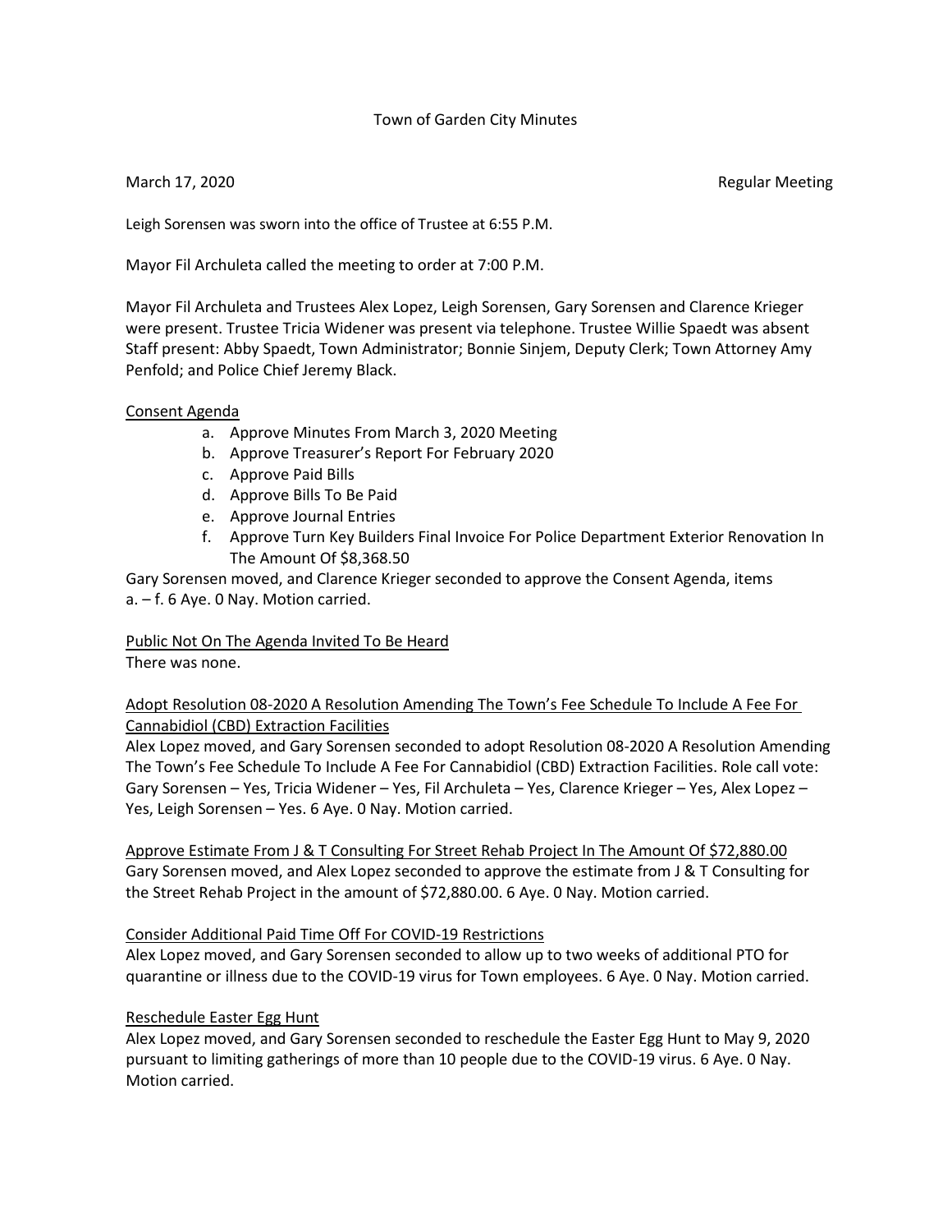Town of Garden City Minutes

March 17, 2020 Regular Meeting

Leigh Sorensen was sworn into the office of Trustee at 6:55 P.M.

Mayor Fil Archuleta called the meeting to order at 7:00 P.M.

Mayor Fil Archuleta and Trustees Alex Lopez, Leigh Sorensen, Gary Sorensen and Clarence Krieger were present. Trustee Tricia Widener was present via telephone. Trustee Willie Spaedt was absent Staff present: Abby Spaedt, Town Administrator; Bonnie Sinjem, Deputy Clerk; Town Attorney Amy Penfold; and Police Chief Jeremy Black.

Consent Agenda

a. Approve Minutes From March 3, 2020 Meeting
b. Approve Treasurer's Report For February 2020
c. Approve Paid Bills
d. Approve Bills To Be Paid
e. Approve Journal Entries
f. Approve Turn Key Builders Final Invoice For Police Department Exterior Renovation In The Amount Of $8,368.50

Gary Sorensen moved, and Clarence Krieger seconded to approve the Consent Agenda, items a. – f. 6 Aye. 0 Nay. Motion carried.

Public Not On The Agenda Invited To Be Heard

There was none.

Adopt Resolution 08-2020 A Resolution Amending The Town's Fee Schedule To Include A Fee For Cannabidiol (CBD) Extraction Facilities

Alex Lopez moved, and Gary Sorensen seconded to adopt Resolution 08-2020 A Resolution Amending The Town's Fee Schedule To Include A Fee For Cannabidiol (CBD) Extraction Facilities. Role call vote: Gary Sorensen – Yes, Tricia Widener – Yes, Fil Archuleta – Yes, Clarence Krieger – Yes, Alex Lopez – Yes, Leigh Sorensen – Yes. 6 Aye. 0 Nay. Motion carried.

Approve Estimate From J & T Consulting For Street Rehab Project In The Amount Of $72,880.00

Gary Sorensen moved, and Alex Lopez seconded to approve the estimate from J & T Consulting for the Street Rehab Project in the amount of $72,880.00. 6 Aye. 0 Nay. Motion carried.

Consider Additional Paid Time Off For COVID-19 Restrictions

Alex Lopez moved, and Gary Sorensen seconded to allow up to two weeks of additional PTO for quarantine or illness due to the COVID-19 virus for Town employees. 6 Aye. 0 Nay. Motion carried.

Reschedule Easter Egg Hunt

Alex Lopez moved, and Gary Sorensen seconded to reschedule the Easter Egg Hunt to May 9, 2020 pursuant to limiting gatherings of more than 10 people due to the COVID-19 virus. 6 Aye. 0 Nay. Motion carried.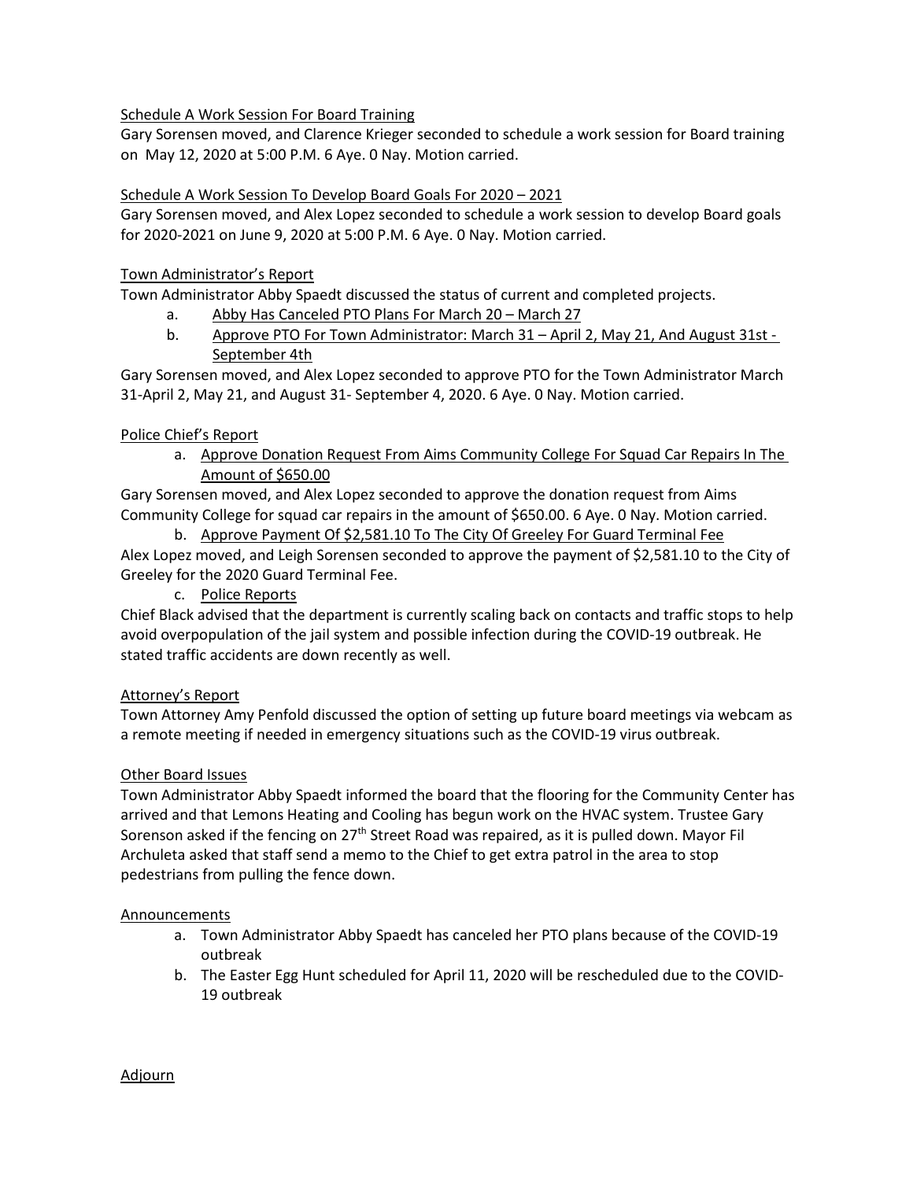Schedule A Work Session For Board Training

Gary Sorensen moved, and Clarence Krieger seconded to schedule a work session for Board training on May 12, 2020 at 5:00 P.M. 6 Aye. 0 Nay. Motion carried.

Schedule A Work Session To Develop Board Goals For 2020 – 2021

Gary Sorensen moved, and Alex Lopez seconded to schedule a work session to develop Board goals for 2020-2021 on June 9, 2020 at 5:00 P.M. 6 Aye. 0 Nay. Motion carried.

Town Administrator's Report

Town Administrator Abby Spaedt discussed the status of current and completed projects.

a. Abby Has Canceled PTO Plans For March 20 – March 27
b. Approve PTO For Town Administrator: March 31 – April 2, May 21, And August 31st - September 4th

Gary Sorensen moved, and Alex Lopez seconded to approve PTO for the Town Administrator March 31-April 2, May 21, and August 31- September 4, 2020. 6 Aye. 0 Nay. Motion carried.

Police Chief's Report

a. Approve Donation Request From Aims Community College For Squad Car Repairs In The Amount of $650.00

Gary Sorensen moved, and Alex Lopez seconded to approve the donation request from Aims Community College for squad car repairs in the amount of $650.00. 6 Aye. 0 Nay. Motion carried.

b. Approve Payment Of $2,581.10 To The City Of Greeley For Guard Terminal Fee

Alex Lopez moved, and Leigh Sorensen seconded to approve the payment of $2,581.10 to the City of Greeley for the 2020 Guard Terminal Fee.

c. Police Reports

Chief Black advised that the department is currently scaling back on contacts and traffic stops to help avoid overpopulation of the jail system and possible infection during the COVID-19 outbreak. He stated traffic accidents are down recently as well.

Attorney's Report

Town Attorney Amy Penfold discussed the option of setting up future board meetings via webcam as a remote meeting if needed in emergency situations such as the COVID-19 virus outbreak.

Other Board Issues

Town Administrator Abby Spaedt informed the board that the flooring for the Community Center has arrived and that Lemons Heating and Cooling has begun work on the HVAC system. Trustee Gary Sorenson asked if the fencing on 27th Street Road was repaired, as it is pulled down. Mayor Fil Archuleta asked that staff send a memo to the Chief to get extra patrol in the area to stop pedestrians from pulling the fence down.

Announcements

a. Town Administrator Abby Spaedt has canceled her PTO plans because of the COVID-19 outbreak
b. The Easter Egg Hunt scheduled for April 11, 2020 will be rescheduled due to the COVID-19 outbreak

Adjourn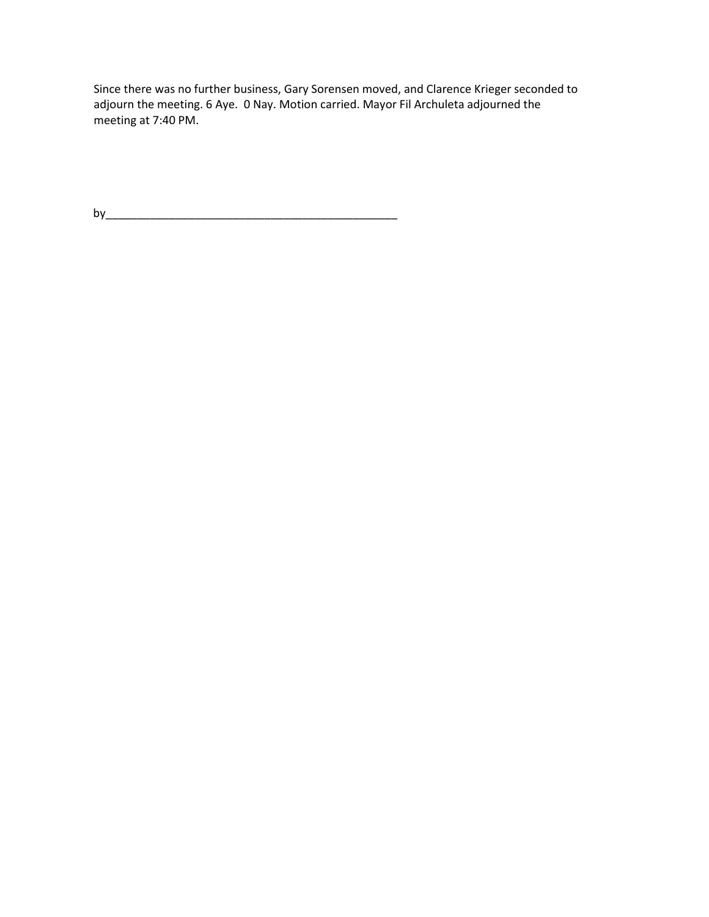Since there was no further business, Gary Sorensen moved, and Clarence Krieger seconded to adjourn the meeting. 6 Aye. 0 Nay. Motion carried. Mayor Fil Archuleta adjourned the meeting at 7:40 PM.

by_______________________________________________